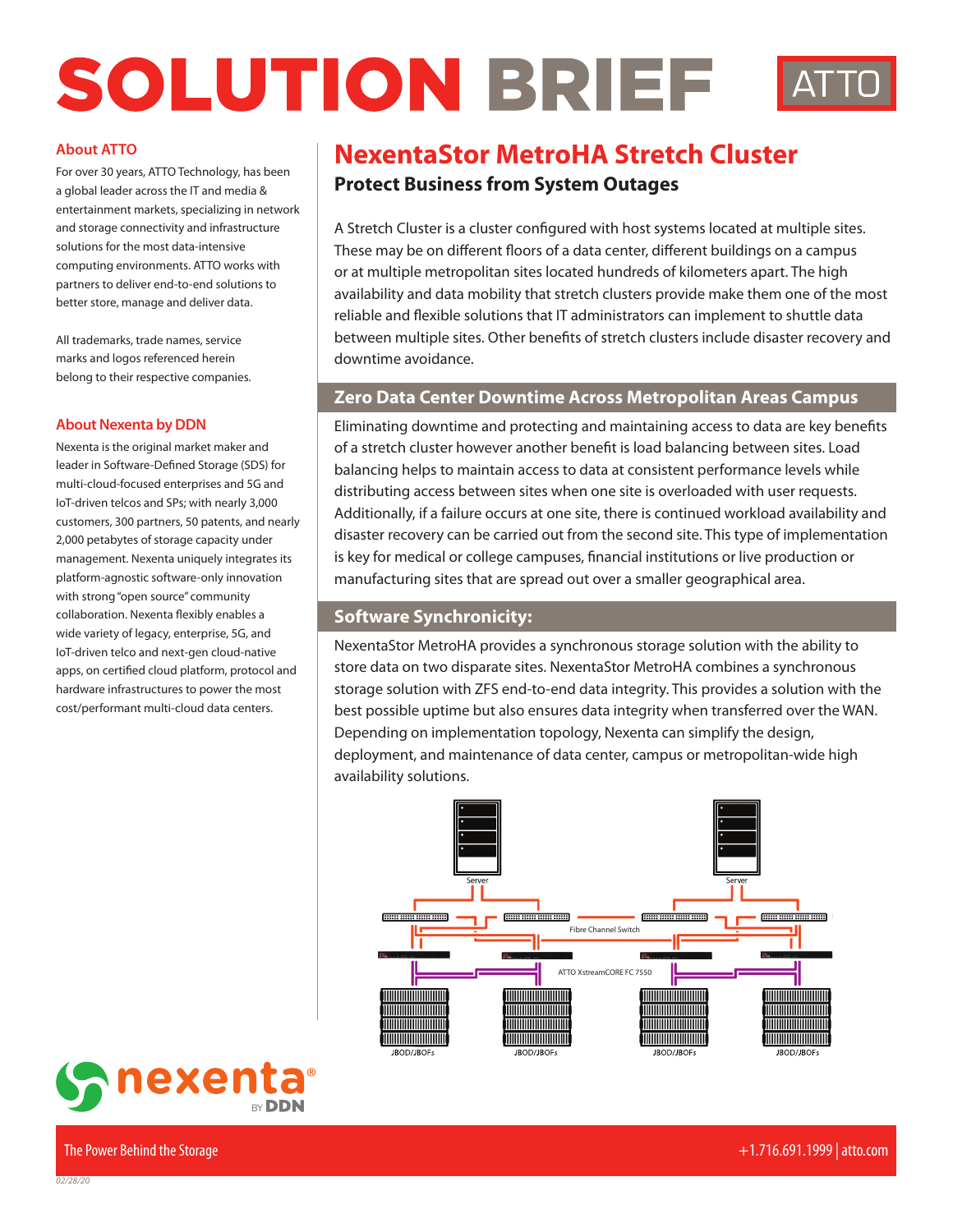# SOLUTION BRIEF

## NexentaStor MetroHA Stretch Cluster

### Protect Business from System Outages

A Stretch Cluster is a cluster configured with host systems located at multiple sites. These may be on different floors of a data center, different buildings on a campus or at multiple metropolitan sites located hundreds of kilometers apart. The high availability and data mobility that stretch clusters provide make them one of the most reliable and flexible solutions that IT administrators can implement to shuttle data between multiple sites. Other benefits of stretch clusters include disaster recovery and downtime avoidance.

### Zero Data Center Downtime Across Metropolitan Areas Campus

Eliminating downtime and protecting and maintaining access to data are key benefits of a stretch cluster however another benefit is load balancing between sites. Load balancing helps to maintain access to data at consistent performance levels while distributing access between sites when one site is overloaded with user requests. Additionally, if a failure occurs at one site, there is continued workload availability and disaster recovery can be carried out from the second site. This type of implementation is key for medical or college campuses, financial institutions or live production or manufacturing sites that are spread out over a smaller geographical area.

### Software Synchronicity:

NexentaStor MetroHA provides a synchronous storage solution with the ability to store data on two disparate sites. NexentaStor MetroHA combines a synchronous storage solution with ZFS end-to-end data integrity. This provides a solution with the best possible uptime but also ensures data integrity when transferred over the WAN. Depending on implementation topology, Nexenta can simplify the design, deployment, and maintenance of data center, campus or metropolitan-wide high availability solutions.

Server | Server | Fibre Channel Switch | ATTO XstreamCORE FC 7550 | JBOD/JBOFs | JBOD/JBOFs | JBOD/JBOFs | JBOD/JBOFs

#### About ATTO

For over 30 years, ATTO Technology, has been a global leader across the IT and media & entertainment markets, specializing in network and storage connectivity and infrastructure solutions for the most data-intensive computing environments. ATTO works with partners to deliver end-to-end solutions to better store, manage and deliver data.

All trademarks, trade names, service marks and logos referenced herein belong to their respective companies.

#### About Nexenta by DDN

Nexenta is the original market maker and leader in Software-Defined Storage (SDS) for multi-cloud-focused enterprises and 5G and IoT-driven telcos and SPs; with nearly 3,000 customers, 300 partners, 50 patents, and nearly 2,000 petabytes of storage capacity under management. Nexenta uniquely integrates its platform-agnostic software-only innovation with strong "open source" community collaboration. Nexenta flexibly enables a wide variety of legacy, enterprise, 5G, and IoT-driven telco and next-gen cloud-native apps, on certified cloud platform, protocol and hardware infrastructures to power the most cost/performant multi-cloud data centers.

The Power Behind the Storage

+1.716.691.1999 | atto.com

02/28/20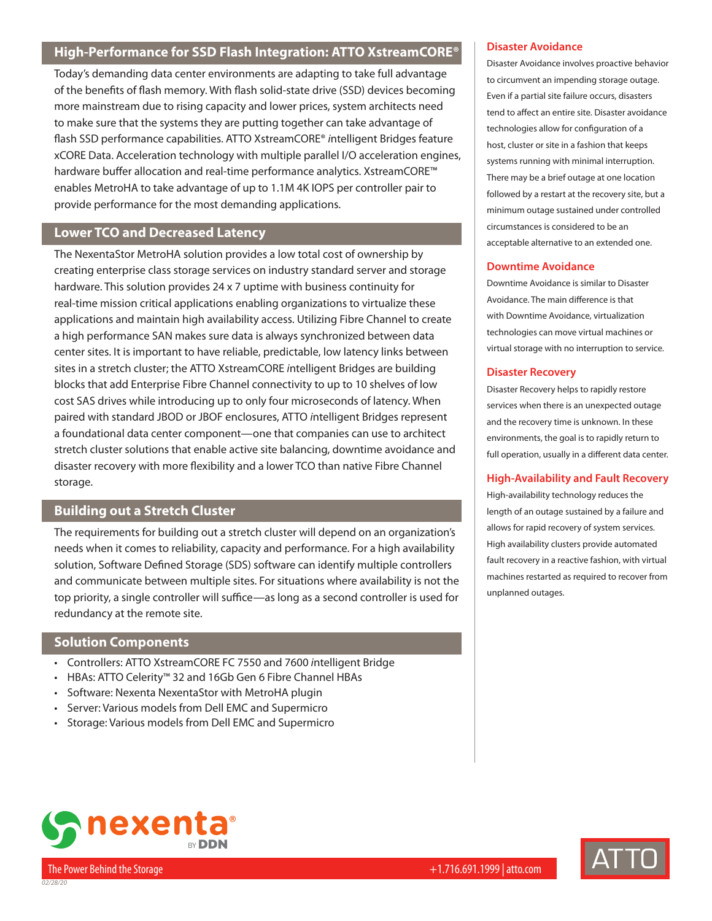## High-Performance for SSD Flash Integration: ATTO XstreamCORE®

Today's demanding data center environments are adapting to take full advantage of the benefits of flash memory. With flash solid-state drive (SSD) devices becoming more mainstream due to rising capacity and lower prices, system architects need to make sure that the systems they are putting together can take advantage of flash SSD performance capabilities. ATTO XstreamCORE® *i*ntelligent Bridges feature xCORE Data. Acceleration technology with multiple parallel I/O acceleration engines, hardware buffer allocation and real-time performance analytics. XstreamCORE™ enables MetroHA to take advantage of up to 1.1M 4K IOPS per controller pair to provide performance for the most demanding applications.

## Lower TCO and Decreased Latency

The NexentaStor MetroHA solution provides a low total cost of ownership by creating enterprise class storage services on industry standard server and storage hardware. This solution provides 24 x 7 uptime with business continuity for real-time mission critical applications enabling organizations to virtualize these applications and maintain high availability access. Utilizing Fibre Channel to create a high performance SAN makes sure data is always synchronized between data center sites. It is important to have reliable, predictable, low latency links between sites in a stretch cluster; the ATTO XstreamCORE *i*ntelligent Bridges are building blocks that add Enterprise Fibre Channel connectivity to up to 10 shelves of low cost SAS drives while introducing up to only four microseconds of latency. When paired with standard JBOD or JBOF enclosures, ATTO *i*ntelligent Bridges represent a foundational data center component—one that companies can use to architect stretch cluster solutions that enable active site balancing, downtime avoidance and disaster recovery with more flexibility and a lower TCO than native Fibre Channel storage.

## Building out a Stretch Cluster

The requirements for building out a stretch cluster will depend on an organization's needs when it comes to reliability, capacity and performance. For a high availability solution, Software Defined Storage (SDS) software can identify multiple controllers and communicate between multiple sites. For situations where availability is not the top priority, a single controller will suffice—as long as a second controller is used for redundancy at the remote site.

## Solution Components

- Controllers: ATTO XstreamCORE FC 7550 and 7600 *i*ntelligent Bridge
- HBAs: ATTO Celerity™ 32 and 16Gb Gen 6 Fibre Channel HBAs
- Software: Nexenta NexentaStor with MetroHA plugin
- Server: Various models from Dell EMC and Supermicro
- Storage: Various models from Dell EMC and Supermicro

### Disaster Avoidance

Disaster Avoidance involves proactive behavior to circumvent an impending storage outage. Even if a partial site failure occurs, disasters tend to affect an entire site. Disaster avoidance technologies allow for configuration of a host, cluster or site in a fashion that keeps systems running with minimal interruption. There may be a brief outage at one location followed by a restart at the recovery site, but a minimum outage sustained under controlled circumstances is considered to be an acceptable alternative to an extended one.

### Downtime Avoidance

Downtime Avoidance is similar to Disaster Avoidance. The main difference is that with Downtime Avoidance, virtualization technologies can move virtual machines or virtual storage with no interruption to service.

### Disaster Recovery

Disaster Recovery helps to rapidly restore services when there is an unexpected outage and the recovery time is unknown. In these environments, the goal is to rapidly return to full operation, usually in a different data center.

### High-Availability and Fault Recovery

High-availability technology reduces the length of an outage sustained by a failure and allows for rapid recovery of system services. High availability clusters provide automated fault recovery in a reactive fashion, with virtual machines restarted as required to recover from unplanned outages.

nexenta® BY DDN

The Power Behind the Storage

+1.716.691.1999 | atto.com

ATTO

02/28/20